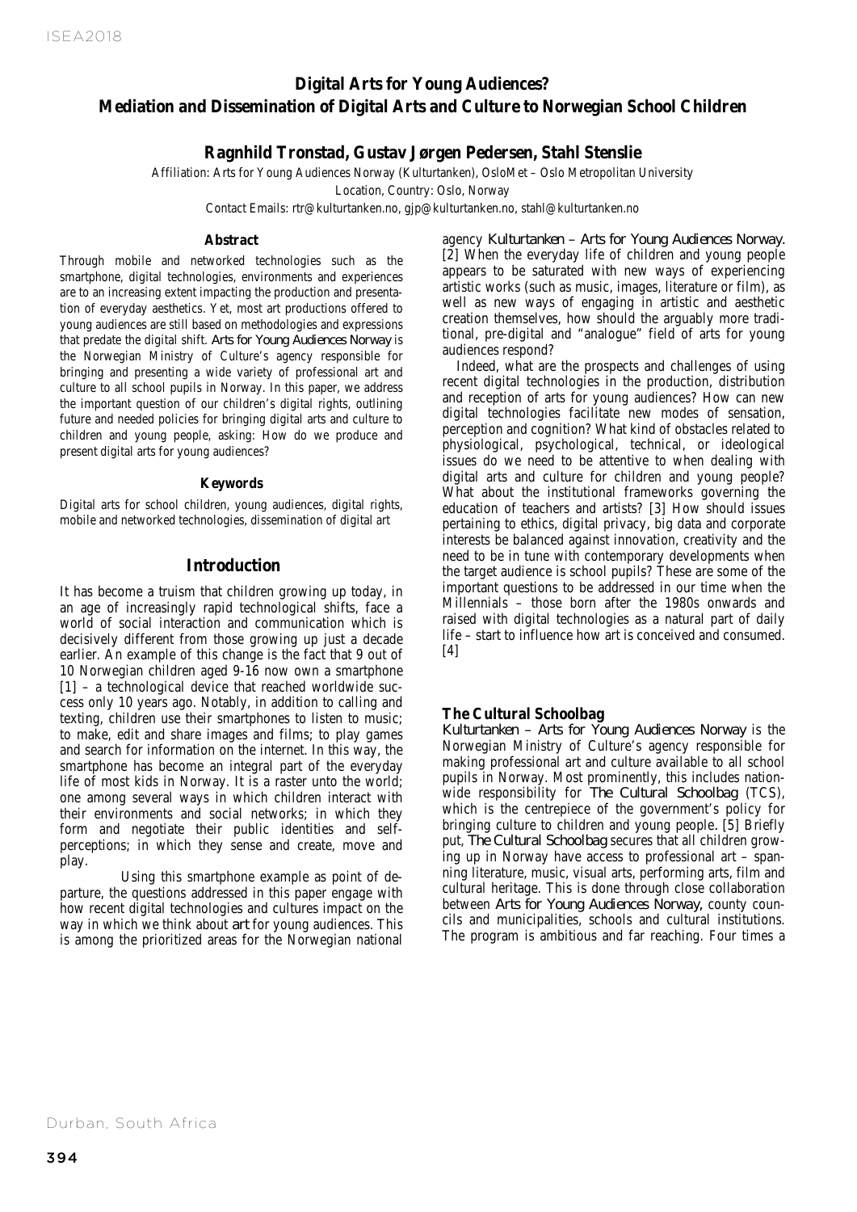# Digital Arts for Young Audiences? Mediation and Dissemination of Digital Arts and Culture to Norwegian School Children

**Ragnhild Tronstad, Gustav Jørgen Pedersen, Stahl Stenslie**

Affiliation: Arts for Young Audiences Norway (Kulturtanken), OsloMet – Oslo Metropolitan University
Location, Country: Oslo, Norway
Contact Emails: rtr@kulturtanken.no, gjp@kulturtanken.no, stahl@kulturtanken.no

### Abstract

Through mobile and networked technologies such as the smartphone, digital technologies, environments and experiences are to an increasing extent impacting the production and presentation of everyday aesthetics. Yet, most art productions offered to young audiences are still based on methodologies and expressions that predate the digital shift. *Arts for Young Audiences Norway* is the Norwegian Ministry of Culture's agency responsible for bringing and presenting a wide variety of professional art and culture to all school pupils in Norway. In this paper, we address the important question of our children's digital rights, outlining future and needed policies for bringing digital arts and culture to children and young people, asking: How do we produce and present digital arts for young audiences?

### Keywords

Digital arts for school children, young audiences, digital rights, mobile and networked technologies, dissemination of digital art

## Introduction

It has become a truism that children growing up today, in an age of increasingly rapid technological shifts, face a world of social interaction and communication which is decisively different from those growing up just a decade earlier. An example of this change is the fact that 9 out of 10 Norwegian children aged 9-16 now own a smartphone [1] – a technological device that reached worldwide success only 10 years ago. Notably, in addition to calling and texting, children use their smartphones to listen to music; to make, edit and share images and films; to play games and search for information on the internet. In this way, the smartphone has become an integral part of the everyday life of most kids in Norway. It is a raster unto the world; one among several ways in which children interact with their environments and social networks; in which they form and negotiate their public identities and self-perceptions; in which they sense and create, move and play.

Using this smartphone example as point of departure, the questions addressed in this paper engage with how recent digital technologies and cultures impact on the way in which we think about *art* for young audiences. This is among the prioritized areas for the Norwegian national agency *Kulturtanken – Arts for Young Audiences Norway*. [2] When the everyday life of children and young people appears to be saturated with new ways of experiencing artistic works (such as music, images, literature or film), as well as new ways of engaging in artistic and aesthetic creation themselves, how should the arguably more traditional, pre-digital and "analogue" field of arts for young audiences respond?

Indeed, what are the prospects and challenges of using recent digital technologies in the production, distribution and reception of arts for young audiences? How can new digital technologies facilitate new modes of sensation, perception and cognition? What kind of obstacles related to physiological, psychological, technical, or ideological issues do we need to be attentive to when dealing with digital arts and culture for children and young people? What about the institutional frameworks governing the education of teachers and artists? [3] How should issues pertaining to ethics, digital privacy, big data and corporate interests be balanced against innovation, creativity and the need to be in tune with contemporary developments when the target audience is school pupils? These are some of the important questions to be addressed in our time when the Millennials – those born after the 1980s onwards and raised with digital technologies as a natural part of daily life – start to influence how art is conceived and consumed. [4]

### The Cultural Schoolbag

*Kulturtanken – Arts for Young Audiences Norway* is the Norwegian Ministry of Culture's agency responsible for making professional art and culture available to all school pupils in Norway. Most prominently, this includes nationwide responsibility for *The Cultural Schoolbag* (TCS), which is the centrepiece of the government's policy for bringing culture to children and young people. [5] Briefly put, *The Cultural Schoolbag* secures that all children growing up in Norway have access to professional art – spanning literature, music, visual arts, performing arts, film and cultural heritage. This is done through close collaboration between *Arts for Young Audiences Norway*, county councils and municipalities, schools and cultural institutions. The program is ambitious and far reaching. Four times a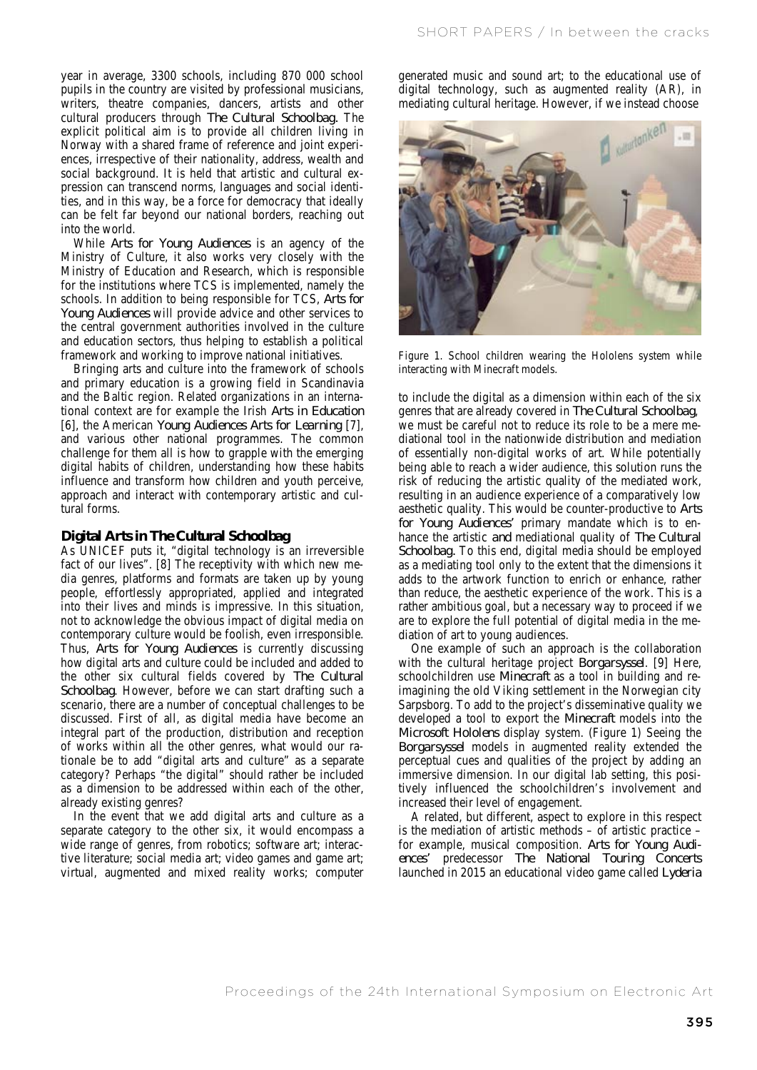year in average, 3300 schools, including 870 000 school pupils in the country are visited by professional musicians, writers, theatre companies, dancers, artists and other cultural producers through *The Cultural Schoolbag*. The explicit political aim is to provide all children living in Norway with a shared frame of reference and joint experiences, irrespective of their nationality, address, wealth and social background. It is held that artistic and cultural expression can transcend norms, languages and social identities, and in this way, be a force for democracy that ideally can be felt far beyond our national borders, reaching out into the world.

While *Arts for Young Audiences* is an agency of the Ministry of Culture, it also works very closely with the Ministry of Education and Research, which is responsible for the institutions where TCS is implemented, namely the schools. In addition to being responsible for TCS, *Arts for Young Audiences* will provide advice and other services to the central government authorities involved in the culture and education sectors, thus helping to establish a political framework and working to improve national initiatives.

Bringing arts and culture into the framework of schools and primary education is a growing field in Scandinavia and the Baltic region. Related organizations in an international context are for example the Irish *Arts in Education* [6], the American *Young Audiences Arts for Learning* [7], and various other national programmes. The common challenge for them all is how to grapple with the emerging digital habits of children, understanding how these habits influence and transform how children and youth perceive, approach and interact with contemporary artistic and cultural forms.

## Digital Arts in The Cultural Schoolbag

As UNICEF puts it, "digital technology is an irreversible fact of our lives". [8] The receptivity with which new media genres, platforms and formats are taken up by young people, effortlessly appropriated, applied and integrated into their lives and minds is impressive. In this situation, not to acknowledge the obvious impact of digital media on contemporary culture would be foolish, even irresponsible. Thus, *Arts for Young Audiences* is currently discussing how digital arts and culture could be included and added to the other six cultural fields covered by *The Cultural Schoolbag*. However, before we can start drafting such a scenario, there are a number of conceptual challenges to be discussed. First of all, as digital media have become an integral part of the production, distribution and reception of works within all the other genres, what would our rationale be to add "digital arts and culture" as a separate category? Perhaps "the digital" should rather be included as a dimension to be addressed within each of the other, already existing genres?

In the event that we add digital arts and culture as a separate category to the other six, it would encompass a wide range of genres, from robotics; software art; interactive literature; social media art; video games and game art; virtual, augmented and mixed reality works; computer generated music and sound art; to the educational use of digital technology, such as augmented reality (AR), in mediating cultural heritage. However, if we instead choose to include the digital as a dimension within each of the six genres that are already covered in *The Cultural Schoolbag*, we must be careful not to reduce its role to be a mere mediational tool in the nationwide distribution and mediation of essentially non-digital works of art. While potentially being able to reach a wider audience, this solution runs the risk of reducing the artistic quality of the mediated work, resulting in an audience experience of a comparatively low aesthetic quality. This would be counter-productive to *Arts for Young Audiences*' primary mandate which is to enhance the artistic *and* mediational quality of *The Cultural Schoolbag*. To this end, digital media should be employed as a mediating tool only to the extent that the dimensions it adds to the artwork function to enrich or enhance, rather than reduce, the aesthetic experience of the work. This is a rather ambitious goal, but a necessary way to proceed if we are to explore the full potential of digital media in the mediation of art to young audiences.

Figure 1. School children wearing the Hololens system while interacting with Minecraft models.

One example of such an approach is the collaboration with the cultural heritage project *Borgarsyssel*. [9] Here, schoolchildren use *Minecraft* as a tool in building and reimagining the old Viking settlement in the Norwegian city Sarpsborg. To add to the project's disseminative quality we developed a tool to export the *Minecraft* models into the *Microsoft Hololens* display system. (Figure 1) Seeing the *Borgarsyssel* models in augmented reality extended the perceptual cues and qualities of the project by adding an immersive dimension. In our digital lab setting, this positively influenced the schoolchildren's involvement and increased their level of engagement.

A related, but different, aspect to explore in this respect is the mediation of artistic methods – of artistic practice – for example, musical composition. *Arts for Young Audiences*' predecessor *The National Touring Concerts* launched in 2015 an educational video game called *Lyderia*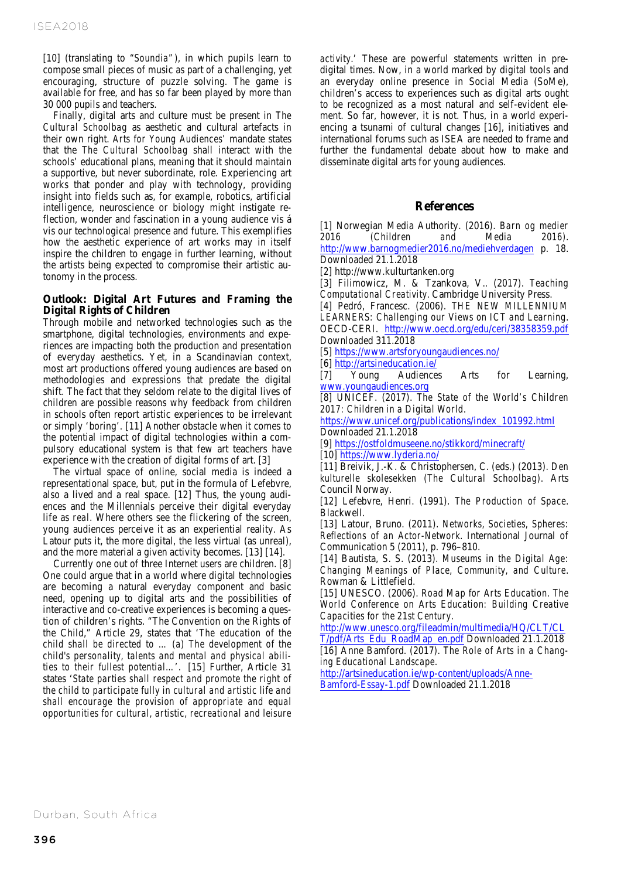[10] (translating to "*Soundia*"), in which pupils learn to compose small pieces of music as part of a challenging, yet encouraging, structure of puzzle solving. The game is available for free, and has so far been played by more than 30 000 pupils and teachers.

Finally, digital arts and culture must be present in *The Cultural Schoolbag* as aesthetic and cultural artefacts in their own right. *Arts for Young Audiences*' mandate states that the *The Cultural Schoolbag* shall interact with the schools' educational plans, meaning that it should maintain a supportive, but never subordinate, role. Experiencing art works that ponder and play with technology, providing insight into fields such as, for example, robotics, artificial intelligence, neuroscience or biology might instigate reflection, wonder and fascination in a young audience vis á vis our technological presence and future. This exemplifies how the aesthetic experience of art works may in itself inspire the children to engage in further learning, without the artists being expected to compromise their artistic autonomy in the process.

## Outlook: Digital Art Futures and Framing the Digital Rights of Children

Through mobile and networked technologies such as the smartphone, digital technologies, environments and experiences are impacting both the production and presentation of everyday aesthetics. Yet, in a Scandinavian context, most art productions offered young audiences are based on methodologies and expressions that predate the digital shift. The fact that they seldom relate to the digital lives of children are possible reasons why feedback from children in schools often report artistic experiences to be irrelevant or simply 'boring'. [11] Another obstacle when it comes to the potential impact of digital technologies within a compulsory educational system is that few art teachers have experience with the creation of digital forms of art. [3]

The virtual space of online, social media is indeed a representational space, but, put in the formula of Lefebvre, also a lived and a real space. [12] Thus, the young audiences and the Millennials perceive their digital everyday life as *real*. Where others see the flickering of the screen, young audiences perceive it as an experiential reality. As Latour puts it, the more digital, the less virtual (as unreal), and the more material a given activity becomes. [13] [14].

Currently one out of three Internet users are children. [8] One could argue that in a world where digital technologies are becoming a natural everyday component and basic need, opening up to digital arts and the possibilities of interactive and co-creative experiences is becoming a question of children's rights. "The Convention on the Rights of the Child," Article 29, states that '*The education of the child shall be directed to ... (a) The development of the child's personality, talents and mental and physical abilities to their fullest potential...*'. [15] Further, Article 31 states '*State parties shall respect and promote the right of the child to participate fully in cultural and artistic life and shall encourage the provision of appropriate and equal opportunities for cultural, artistic, recreational and leisure activity*.' These are powerful statements written in pre-digital times. Now, in a world marked by digital tools and an everyday online presence in Social Media (SoMe), children's access to experiences such as digital arts ought to be recognized as a most natural and self-evident element. So far, however, it is not. Thus, in a world experiencing a tsunami of cultural changes [16], initiatives and international forums such as ISEA are needed to frame and further the fundamental debate about how to make and disseminate digital arts for young audiences.

## References

[1] Norwegian Media Authority. (2016). *Barn og medier 2016 (Children and Media 2016)*. http://www.barnogmedier2016.no/mediehverdagen p. 18. Downloaded 21.1.2018

[2] http://www.kulturtanken.org

[3] Filimowicz, M. & Tzankova, V.. (2017). *Teaching Computational Creativity*. Cambridge University Press.

[4] Pedró, Francesc. (2006). *THE NEW MILLENNIUM LEARNERS: Challenging our Views on ICT and Learning*. OECD-CERI. http://www.oecd.org/edu/ceri/38358359.pdf Downloaded 311.2018

[5] https://www.artsforyoungaudiences.no/

[6] http://artsineducation.ie/

[7] Young Audiences Arts for Learning, www.youngaudiences.org

[8] UNICEF. (2017). *The State of the World's Children 2017: Children in a Digital World*. https://www.unicef.org/publications/index_101992.html Downloaded 21.1.2018

[9] https://ostfoldmuseene.no/stikkord/minecraft/

[10] https://www.lyderia.no/

[11] Breivik, J.-K. & Christophersen, C. (eds.) (2013). *Den kulturelle skolesekken (The Cultural Schoolbag)*. Arts Council Norway.

[12] Lefebvre, Henri. (1991). *The Production of Space*. Blackwell.

[13] Latour, Bruno. (2011). *Networks, Societies, Spheres: Reflections of an Actor-Network*. International Journal of Communication 5 (2011), p. 796–810.

[14] Bautista, S. S. (2013). *Museums in the Digital Age: Changing Meanings of Place, Community, and Culture*. Rowman & Littlefield.

[15] UNESCO. (2006). *Road Map for Arts Education. The World Conference on Arts Education: Building Creative Capacities for the 21st Century*. http://www.unesco.org/fileadmin/multimedia/HQ/CLT/CLT/pdf/Arts_Edu_RoadMap_en.pdf Downloaded 21.1.2018

[16] Anne Bamford. (2017). *The Role of Arts in a Changing Educational Landscape*. http://artsineducation.ie/wp-content/uploads/Anne-Bamford-Essay-1.pdf Downloaded 21.1.2018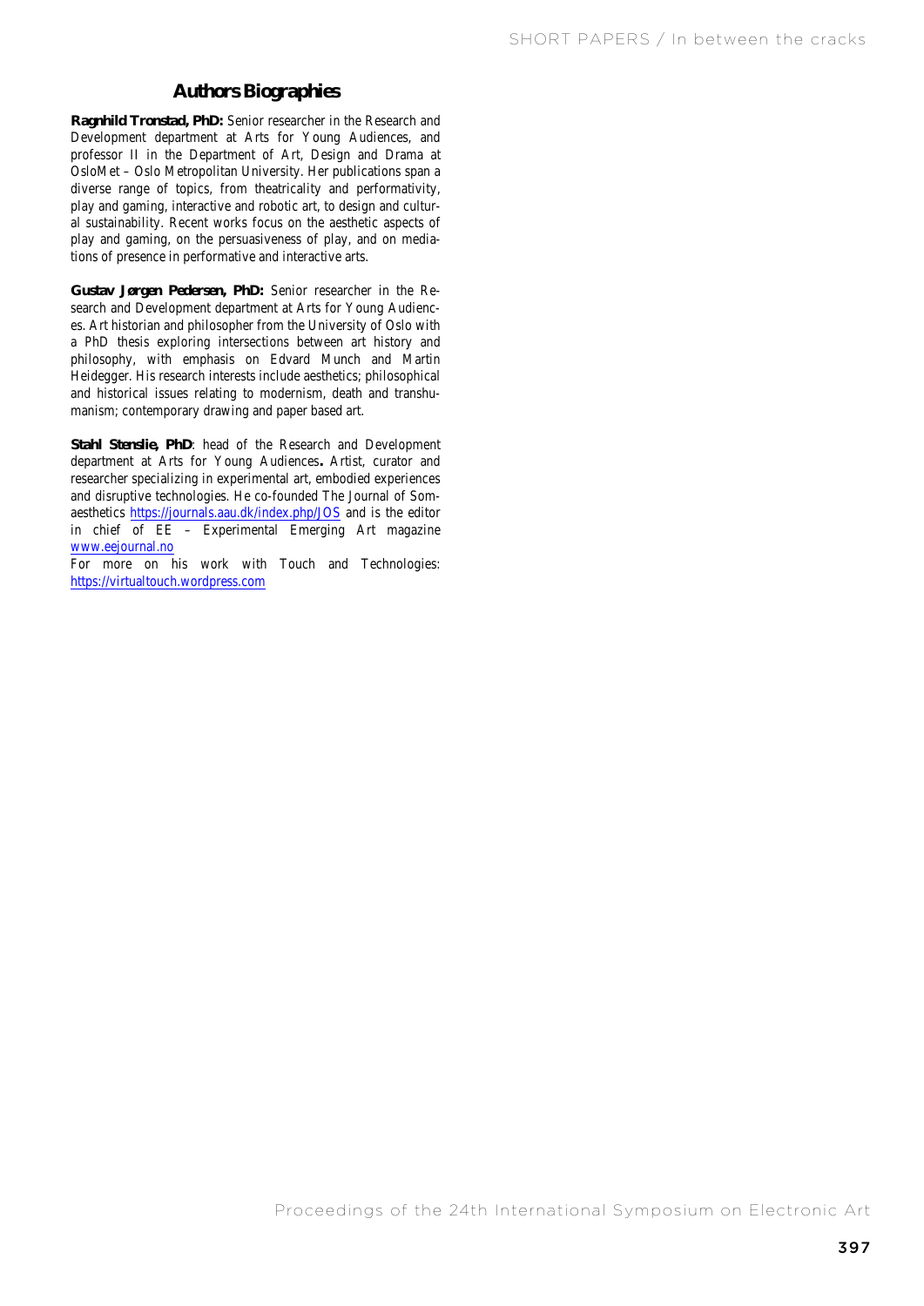## Authors Biographies

**Ragnhild Tronstad, PhD:** Senior researcher in the Research and Development department at Arts for Young Audiences, and professor II in the Department of Art, Design and Drama at OsloMet – Oslo Metropolitan University. Her publications span a diverse range of topics, from theatricality and performativity, play and gaming, interactive and robotic art, to design and cultural sustainability. Recent works focus on the aesthetic aspects of play and gaming, on the persuasiveness of play, and on mediations of presence in performative and interactive arts.

**Gustav Jørgen Pedersen, PhD:** Senior researcher in the Research and Development department at Arts for Young Audiences. Art historian and philosopher from the University of Oslo with a PhD thesis exploring intersections between art history and philosophy, with emphasis on Edvard Munch and Martin Heidegger. His research interests include aesthetics; philosophical and historical issues relating to modernism, death and transhumanism; contemporary drawing and paper based art.

**Stahl Stenslie, PhD**: head of the Research and Development department at Arts for Young Audiences**.** Artist, curator and researcher specializing in experimental art, embodied experiences and disruptive technologies. He co-founded The Journal of Somaesthetics https://journals.aau.dk/index.php/JOS and is the editor in chief of EE – Experimental Emerging Art magazine www.eejournal.no
For more on his work with Touch and Technologies: https://virtualtouch.wordpress.com